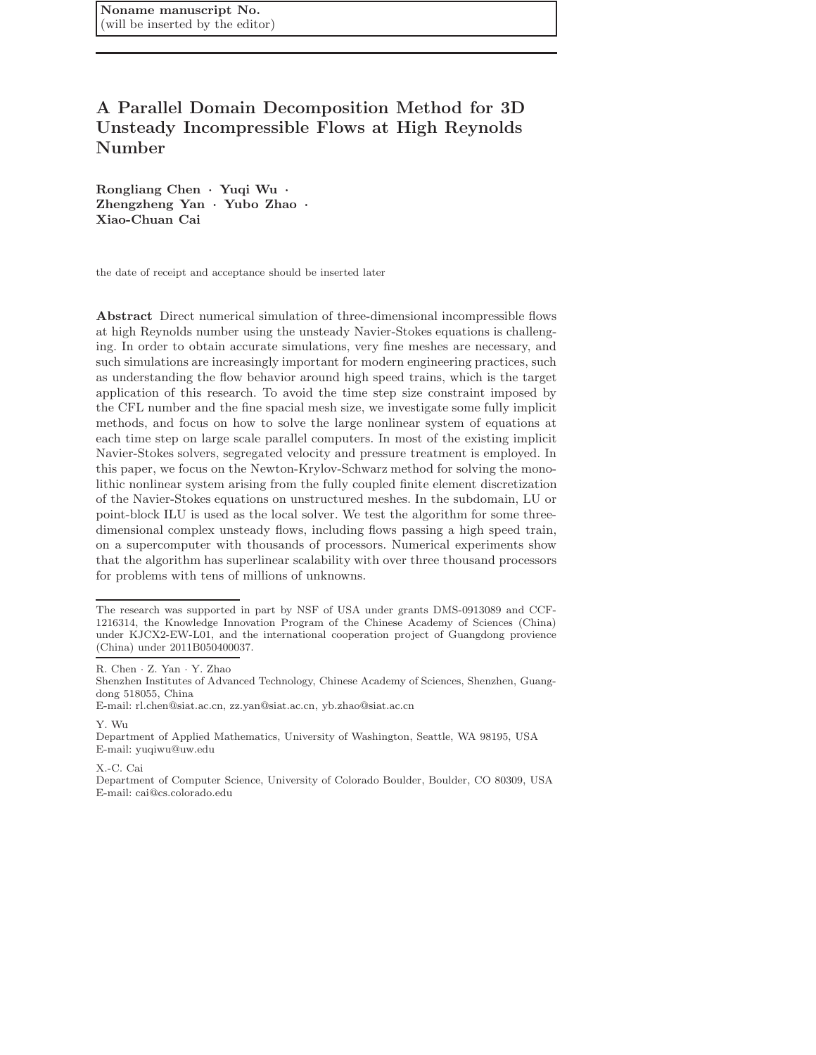Noname manuscript No.
(will be inserted by the editor)

# A Parallel Domain Decomposition Method for 3D Unsteady Incompressible Flows at High Reynolds Number

**Rongliang Chen · Yuqi Wu · Zhengzheng Yan · Yubo Zhao · Xiao-Chuan Cai**

the date of receipt and acceptance should be inserted later

**Abstract** Direct numerical simulation of three-dimensional incompressible flows at high Reynolds number using the unsteady Navier-Stokes equations is challenging. In order to obtain accurate simulations, very fine meshes are necessary, and such simulations are increasingly important for modern engineering practices, such as understanding the flow behavior around high speed trains, which is the target application of this research. To avoid the time step size constraint imposed by the CFL number and the fine spacial mesh size, we investigate some fully implicit methods, and focus on how to solve the large nonlinear system of equations at each time step on large scale parallel computers. In most of the existing implicit Navier-Stokes solvers, segregated velocity and pressure treatment is employed. In this paper, we focus on the Newton-Krylov-Schwarz method for solving the monolithic nonlinear system arising from the fully coupled finite element discretization of the Navier-Stokes equations on unstructured meshes. In the subdomain, LU or point-block ILU is used as the local solver. We test the algorithm for some three-dimensional complex unsteady flows, including flows passing a high speed train, on a supercomputer with thousands of processors. Numerical experiments show that the algorithm has superlinear scalability with over three thousand processors for problems with tens of millions of unknowns.

---

The research was supported in part by NSF of USA under grants DMS-0913089 and CCF-1216314, the Knowledge Innovation Program of the Chinese Academy of Sciences (China) under KJCX2-EW-L01, and the international cooperation project of Guangdong provience (China) under 2011B050400037.

---

R. Chen · Z. Yan · Y. Zhao
Shenzhen Institutes of Advanced Technology, Chinese Academy of Sciences, Shenzhen, Guangdong 518055, China
E-mail: rl.chen@siat.ac.cn, zz.yan@siat.ac.cn, yb.zhao@siat.ac.cn

Y. Wu
Department of Applied Mathematics, University of Washington, Seattle, WA 98195, USA
E-mail: yuqiwu@uw.edu

X.-C. Cai
Department of Computer Science, University of Colorado Boulder, Boulder, CO 80309, USA
E-mail: cai@cs.colorado.edu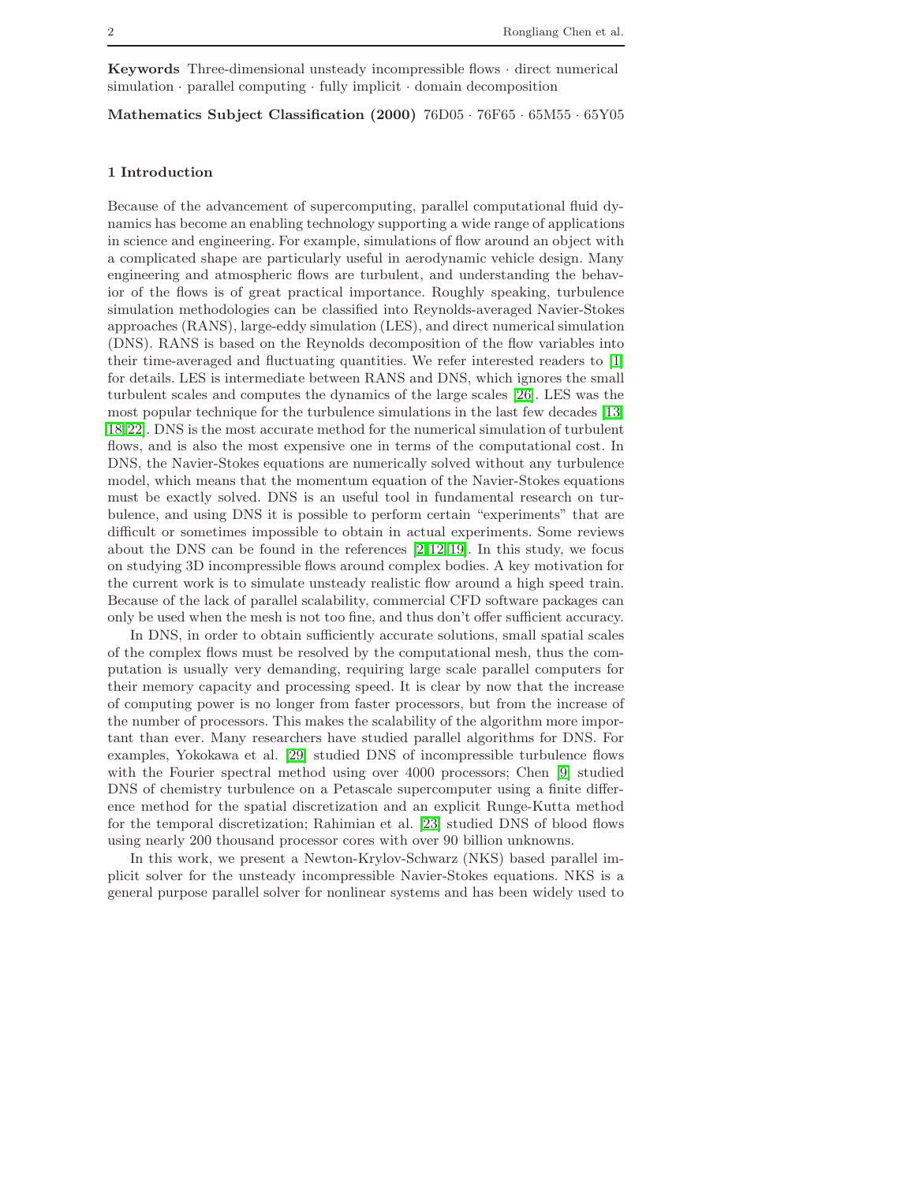**Keywords** Three-dimensional unsteady incompressible flows · direct numerical simulation · parallel computing · fully implicit · domain decomposition

**Mathematics Subject Classification (2000)** 76D05 · 76F65 · 65M55 · 65Y05

## 1 Introduction

Because of the advancement of supercomputing, parallel computational fluid dynamics has become an enabling technology supporting a wide range of applications in science and engineering. For example, simulations of flow around an object with a complicated shape are particularly useful in aerodynamic vehicle design. Many engineering and atmospheric flows are turbulent, and understanding the behavior of the flows is of great practical importance. Roughly speaking, turbulence simulation methodologies can be classified into Reynolds-averaged Navier-Stokes approaches (RANS), large-eddy simulation (LES), and direct numerical simulation (DNS). RANS is based on the Reynolds decomposition of the flow variables into their time-averaged and fluctuating quantities. We refer interested readers to [1] for details. LES is intermediate between RANS and DNS, which ignores the small turbulent scales and computes the dynamics of the large scales [26]. LES was the most popular technique for the turbulence simulations in the last few decades [13, 18, 22]. DNS is the most accurate method for the numerical simulation of turbulent flows, and is also the most expensive one in terms of the computational cost. In DNS, the Navier-Stokes equations are numerically solved without any turbulence model, which means that the momentum equation of the Navier-Stokes equations must be exactly solved. DNS is an useful tool in fundamental research on turbulence, and using DNS it is possible to perform certain "experiments" that are difficult or sometimes impossible to obtain in actual experiments. Some reviews about the DNS can be found in the references [2, 12, 19]. In this study, we focus on studying 3D incompressible flows around complex bodies. A key motivation for the current work is to simulate unsteady realistic flow around a high speed train. Because of the lack of parallel scalability, commercial CFD software packages can only be used when the mesh is not too fine, and thus don't offer sufficient accuracy.

In DNS, in order to obtain sufficiently accurate solutions, small spatial scales of the complex flows must be resolved by the computational mesh, thus the computation is usually very demanding, requiring large scale parallel computers for their memory capacity and processing speed. It is clear by now that the increase of computing power is no longer from faster processors, but from the increase of the number of processors. This makes the scalability of the algorithm more important than ever. Many researchers have studied parallel algorithms for DNS. For examples, Yokokawa et al. [29] studied DNS of incompressible turbulence flows with the Fourier spectral method using over 4000 processors; Chen [9] studied DNS of chemistry turbulence on a Petascale supercomputer using a finite difference method for the spatial discretization and an explicit Runge-Kutta method for the temporal discretization; Rahimian et al. [23] studied DNS of blood flows using nearly 200 thousand processor cores with over 90 billion unknowns.

In this work, we present a Newton-Krylov-Schwarz (NKS) based parallel implicit solver for the unsteady incompressible Navier-Stokes equations. NKS is a general purpose parallel solver for nonlinear systems and has been widely used to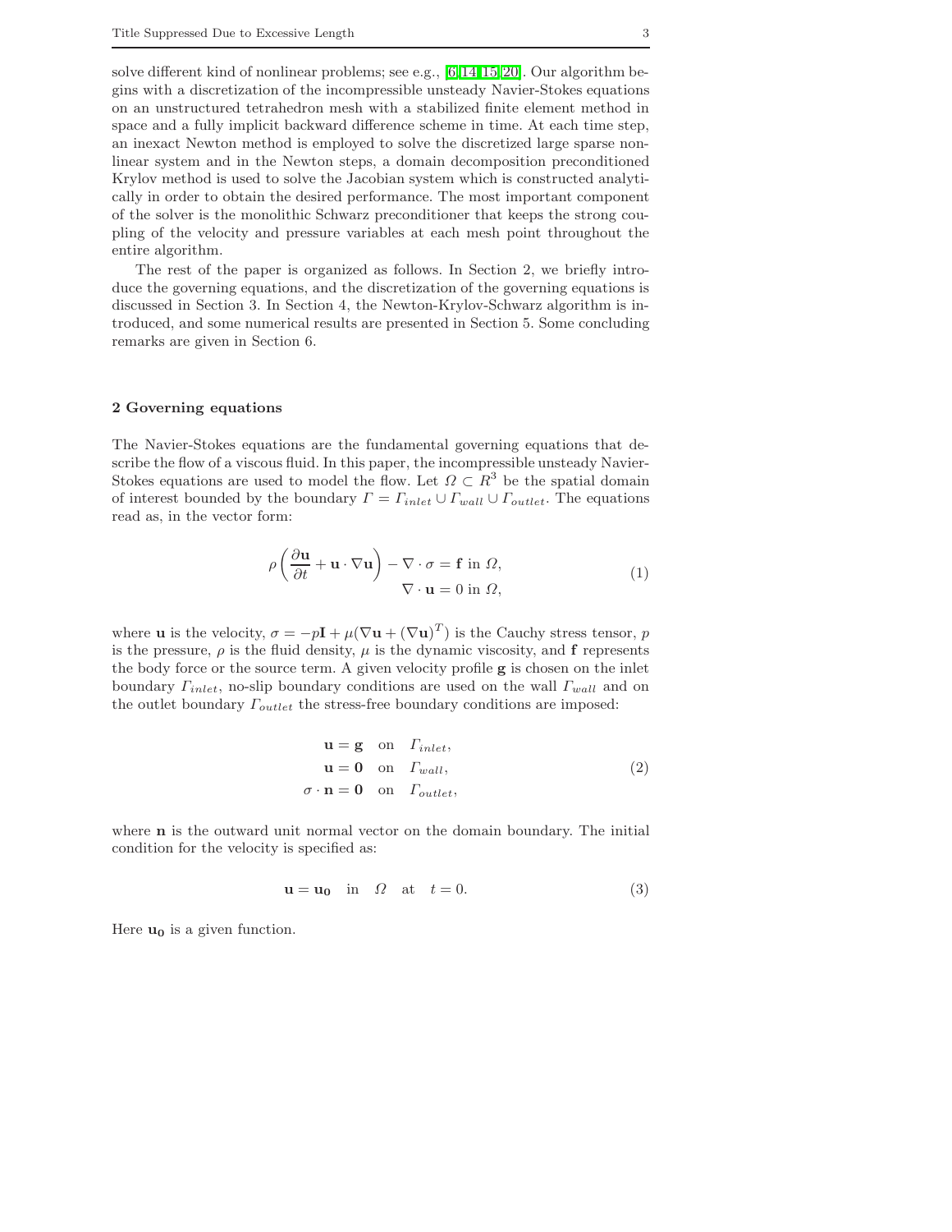solve different kind of nonlinear problems; see e.g., [6,14,15,20]. Our algorithm begins with a discretization of the incompressible unsteady Navier-Stokes equations on an unstructured tetrahedron mesh with a stabilized finite element method in space and a fully implicit backward difference scheme in time. At each time step, an inexact Newton method is employed to solve the discretized large sparse nonlinear system and in the Newton steps, a domain decomposition preconditioned Krylov method is used to solve the Jacobian system which is constructed analytically in order to obtain the desired performance. The most important component of the solver is the monolithic Schwarz preconditioner that keeps the strong coupling of the velocity and pressure variables at each mesh point throughout the entire algorithm.

The rest of the paper is organized as follows. In Section 2, we briefly introduce the governing equations, and the discretization of the governing equations is discussed in Section 3. In Section 4, the Newton-Krylov-Schwarz algorithm is introduced, and some numerical results are presented in Section 5. Some concluding remarks are given in Section 6.

## 2 Governing equations

The Navier-Stokes equations are the fundamental governing equations that describe the flow of a viscous fluid. In this paper, the incompressible unsteady Navier-Stokes equations are used to model the flow. Let $\Omega \subset R^3$ be the spatial domain of interest bounded by the boundary $\Gamma = \Gamma_{inlet} \cup \Gamma_{wall} \cup \Gamma_{outlet}$. The equations read as, in the vector form:

$$
\begin{aligned}
\rho \left( \frac{\partial \mathbf{u}}{\partial t} + \mathbf{u} \cdot \nabla \mathbf{u} \right) - \nabla \cdot \sigma &= \mathbf{f} \text{ in } \Omega, \\
\nabla \cdot \mathbf{u} &= 0 \text{ in } \Omega,
\end{aligned}
\tag{1}
$$

where $\mathbf{u}$ is the velocity, $\sigma = -p\mathbf{I} + \mu(\nabla \mathbf{u} + (\nabla \mathbf{u})^T)$ is the Cauchy stress tensor, $p$ is the pressure, $\rho$ is the fluid density, $\mu$ is the dynamic viscosity, and $\mathbf{f}$ represents the body force or the source term. A given velocity profile $\mathbf{g}$ is chosen on the inlet boundary $\Gamma_{inlet}$, no-slip boundary conditions are used on the wall $\Gamma_{wall}$ and on the outlet boundary $\Gamma_{outlet}$ the stress-free boundary conditions are imposed:

$$
\begin{aligned}
\mathbf{u} &= \mathbf{g} \quad \text{on} \quad \Gamma_{inlet}, \\
\mathbf{u} &= \mathbf{0} \quad \text{on} \quad \Gamma_{wall}, \\
\sigma \cdot \mathbf{n} &= \mathbf{0} \quad \text{on} \quad \Gamma_{outlet},
\end{aligned}
\tag{2}
$$

where $\mathbf{n}$ is the outward unit normal vector on the domain boundary. The initial condition for the velocity is specified as:

$$
\mathbf{u} = \mathbf{u_0} \quad \text{in} \quad \Omega \quad \text{at} \quad t = 0. \tag{3}
$$

Here $\mathbf{u_0}$ is a given function.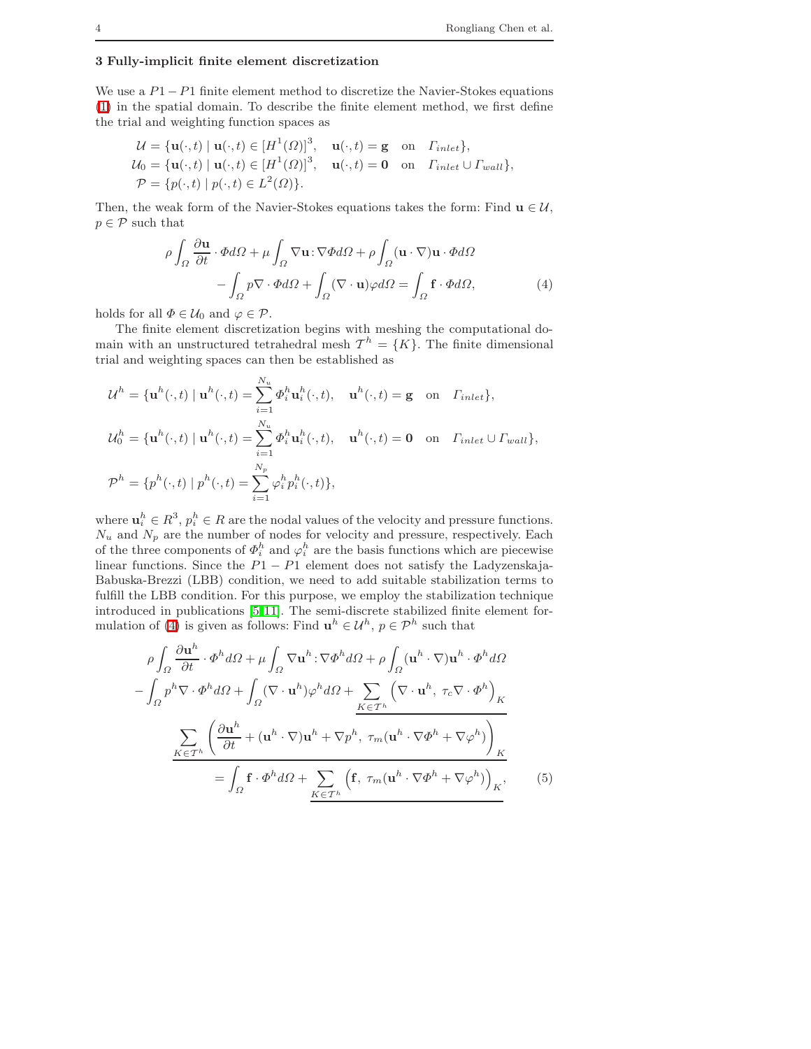## 3 Fully-implicit finite element discretization

We use a $P1-P1$ finite element method to discretize the Navier-Stokes equations (1) in the spatial domain. To describe the finite element method, we first define the trial and weighting function spaces as

$$
\begin{aligned}
\mathcal{U} &= \{\mathbf{u}(\cdot,t) \mid \mathbf{u}(\cdot,t) \in [H^1(\Omega)]^3, \quad \mathbf{u}(\cdot,t) = \mathbf{g} \quad \text{on} \quad \Gamma_{inlet}\}, \\
\mathcal{U}_0 &= \{\mathbf{u}(\cdot,t) \mid \mathbf{u}(\cdot,t) \in [H^1(\Omega)]^3, \quad \mathbf{u}(\cdot,t) = \mathbf{0} \quad \text{on} \quad \Gamma_{inlet} \cup \Gamma_{wall}\}, \\
\mathcal{P} &= \{p(\cdot,t) \mid p(\cdot,t) \in L^2(\Omega)\}.
\end{aligned}
$$

Then, the weak form of the Navier-Stokes equations takes the form: Find $\mathbf{u} \in \mathcal{U}$, $p \in \mathcal{P}$ such that

$$
\begin{aligned}
\rho \int_\Omega \frac{\partial \mathbf{u}}{\partial t} \cdot \Phi d\Omega + \mu \int_\Omega \nabla \mathbf{u} : \nabla \Phi d\Omega + \rho \int_\Omega (\mathbf{u} \cdot \nabla)\mathbf{u} \cdot \Phi d\Omega \\
- \int_\Omega p \nabla \cdot \Phi d\Omega + \int_\Omega (\nabla \cdot \mathbf{u}) \varphi d\Omega = \int_\Omega \mathbf{f} \cdot \Phi d\Omega,
\end{aligned}
\tag{4}
$$

holds for all $\Phi \in \mathcal{U}_0$ and $\varphi \in \mathcal{P}$.

The finite element discretization begins with meshing the computational domain with an unstructured tetrahedral mesh $\mathcal{T}^h = \{K\}$. The finite dimensional trial and weighting spaces can then be established as

$$
\begin{aligned}
\mathcal{U}^h &= \{\mathbf{u}^h(\cdot,t) \mid \mathbf{u}^h(\cdot,t) = \sum_{i=1}^{N_u} \Phi_i^h \mathbf{u}_i^h(\cdot,t), \quad \mathbf{u}^h(\cdot,t) = \mathbf{g} \quad \text{on} \quad \Gamma_{inlet}\}, \\
\mathcal{U}_0^h &= \{\mathbf{u}^h(\cdot,t) \mid \mathbf{u}^h(\cdot,t) = \sum_{i=1}^{N_u} \Phi_i^h \mathbf{u}_i^h(\cdot,t), \quad \mathbf{u}^h(\cdot,t) = \mathbf{0} \quad \text{on} \quad \Gamma_{inlet} \cup \Gamma_{wall}\}, \\
\mathcal{P}^h &= \{p^h(\cdot,t) \mid p^h(\cdot,t) = \sum_{i=1}^{N_p} \varphi_i^h p_i^h(\cdot,t)\},
\end{aligned}
$$

where $\mathbf{u}_i^h \in R^3$, $p_i^h \in R$ are the nodal values of the velocity and pressure functions. $N_u$ and $N_p$ are the number of nodes for velocity and pressure, respectively. Each of the three components of $\Phi_i^h$ and $\varphi_i^h$ are the basis functions which are piecewise linear functions. Since the $P1-P1$ element does not satisfy the Ladyzenskaja-Babuska-Brezzi (LBB) condition, we need to add suitable stabilization terms to fulfill the LBB condition. For this purpose, we employ the stabilization technique introduced in publications [5,11]. The semi-discrete stabilized finite element formulation of (4) is given as follows: Find $\mathbf{u}^h \in \mathcal{U}^h$, $p \in \mathcal{P}^h$ such that

$$
\begin{aligned}
\rho \int_\Omega \frac{\partial \mathbf{u}^h}{\partial t} \cdot \Phi^h d\Omega + \mu \int_\Omega \nabla \mathbf{u}^h : \nabla \Phi^h d\Omega + \rho \int_\Omega (\mathbf{u}^h \cdot \nabla)\mathbf{u}^h \cdot \Phi^h d\Omega \\
- \int_\Omega p^h \nabla \cdot \Phi^h d\Omega + \int_\Omega (\nabla \cdot \mathbf{u}^h) \varphi^h d\Omega + \underline{\sum_{K \in \mathcal{T}^h} \left( \nabla \cdot \mathbf{u}^h,\ \tau_c \nabla \cdot \Phi^h \right)_K} \\
\underline{\sum_{K \in \mathcal{T}^h} \left( \frac{\partial \mathbf{u}^h}{\partial t} + (\mathbf{u}^h \cdot \nabla)\mathbf{u}^h + \nabla p^h,\ \tau_m (\mathbf{u}^h \cdot \nabla \Phi^h + \nabla \varphi^h) \right)_K} \\
= \int_\Omega \mathbf{f} \cdot \Phi^h d\Omega + \underline{\sum_{K \in \mathcal{T}^h} \left( \mathbf{f},\ \tau_m (\mathbf{u}^h \cdot \nabla \Phi^h + \nabla \varphi^h) \right)_K},
\end{aligned}
\tag{5}
$$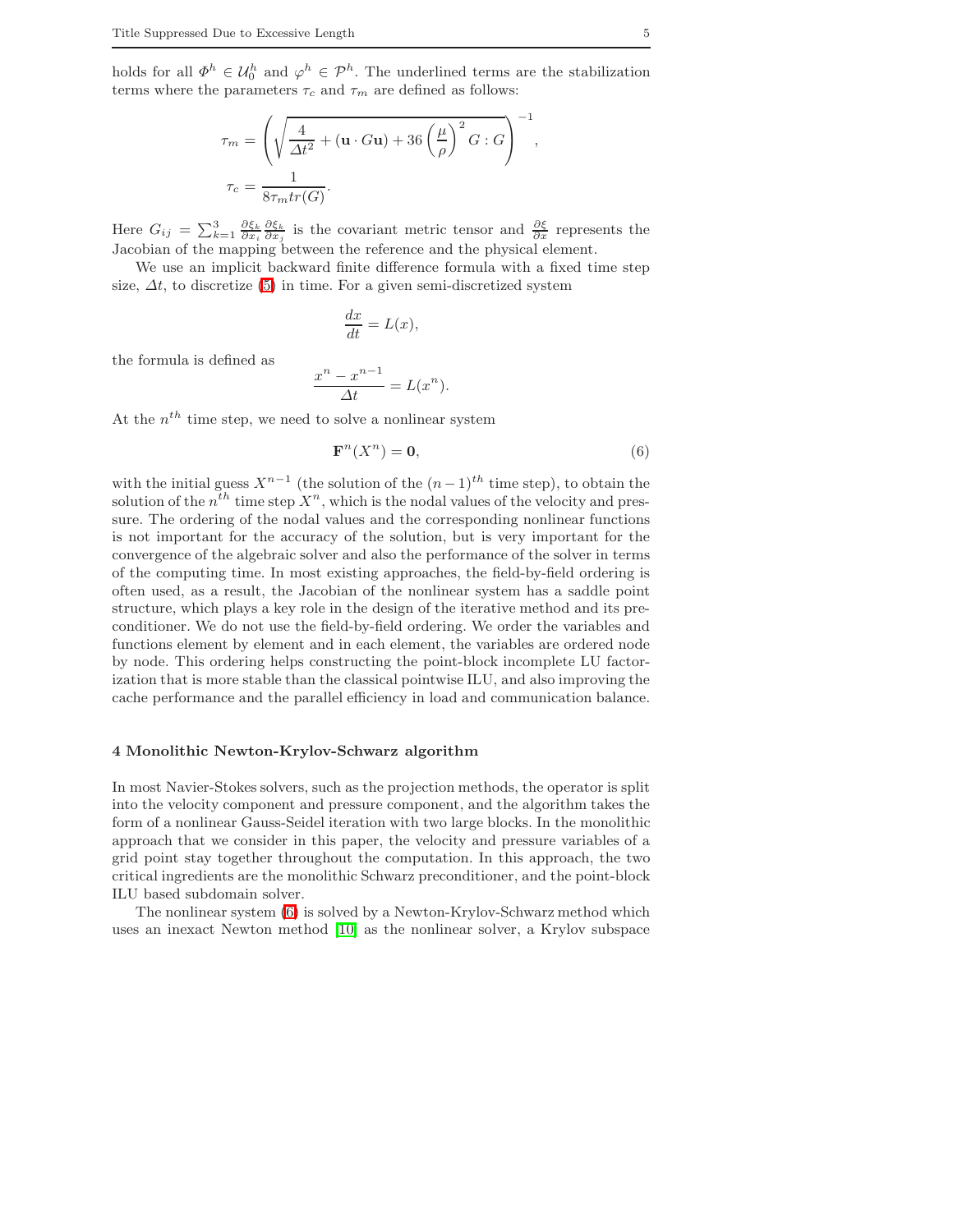holds for all $\Phi^h \in \mathcal{U}_0^h$ and $\varphi^h \in \mathcal{P}^h$. The underlined terms are the stabilization terms where the parameters $\tau_c$ and $\tau_m$ are defined as follows:

$$
\begin{aligned}
\tau_m &= \left( \sqrt{\frac{4}{\Delta t^2} + (\mathbf{u} \cdot G\mathbf{u}) + 36 \left(\frac{\mu}{\rho}\right)^2 G : G} \right)^{-1}, \\
\tau_c &= \frac{1}{8 \tau_m tr(G)}.
\end{aligned}
$$

Here $G_{ij} = \sum_{k=1}^{3} \frac{\partial \xi_k}{\partial x_i} \frac{\partial \xi_k}{\partial x_j}$ is the covariant metric tensor and $\frac{\partial \xi}{\partial x}$ represents the Jacobian of the mapping between the reference and the physical element.

We use an implicit backward finite difference formula with a fixed time step size, $\Delta t$, to discretize (5) in time. For a given semi-discretized system

$$
\frac{dx}{dt} = L(x),
$$

the formula is defined as

$$
\frac{x^n - x^{n-1}}{\Delta t} = L(x^n).
$$

At the $n^{th}$ time step, we need to solve a nonlinear system

$$
\mathbf{F}^n(X^n) = \mathbf{0}, \tag{6}
$$

with the initial guess $X^{n-1}$ (the solution of the $(n-1)^{th}$ time step), to obtain the solution of the $n^{th}$ time step $X^n$, which is the nodal values of the velocity and pressure. The ordering of the nodal values and the corresponding nonlinear functions is not important for the accuracy of the solution, but is very important for the convergence of the algebraic solver and also the performance of the solver in terms of the computing time. In most existing approaches, the field-by-field ordering is often used, as a result, the Jacobian of the nonlinear system has a saddle point structure, which plays a key role in the design of the iterative method and its preconditioner. We do not use the field-by-field ordering. We order the variables and functions element by element and in each element, the variables are ordered node by node. This ordering helps constructing the point-block incomplete LU factorization that is more stable than the classical pointwise ILU, and also improving the cache performance and the parallel efficiency in load and communication balance.

## 4 Monolithic Newton-Krylov-Schwarz algorithm

In most Navier-Stokes solvers, such as the projection methods, the operator is split into the velocity component and pressure component, and the algorithm takes the form of a nonlinear Gauss-Seidel iteration with two large blocks. In the monolithic approach that we consider in this paper, the velocity and pressure variables of a grid point stay together throughout the computation. In this approach, the two critical ingredients are the monolithic Schwarz preconditioner, and the point-block ILU based subdomain solver.

The nonlinear system (6) is solved by a Newton-Krylov-Schwarz method which uses an inexact Newton method [10] as the nonlinear solver, a Krylov subspace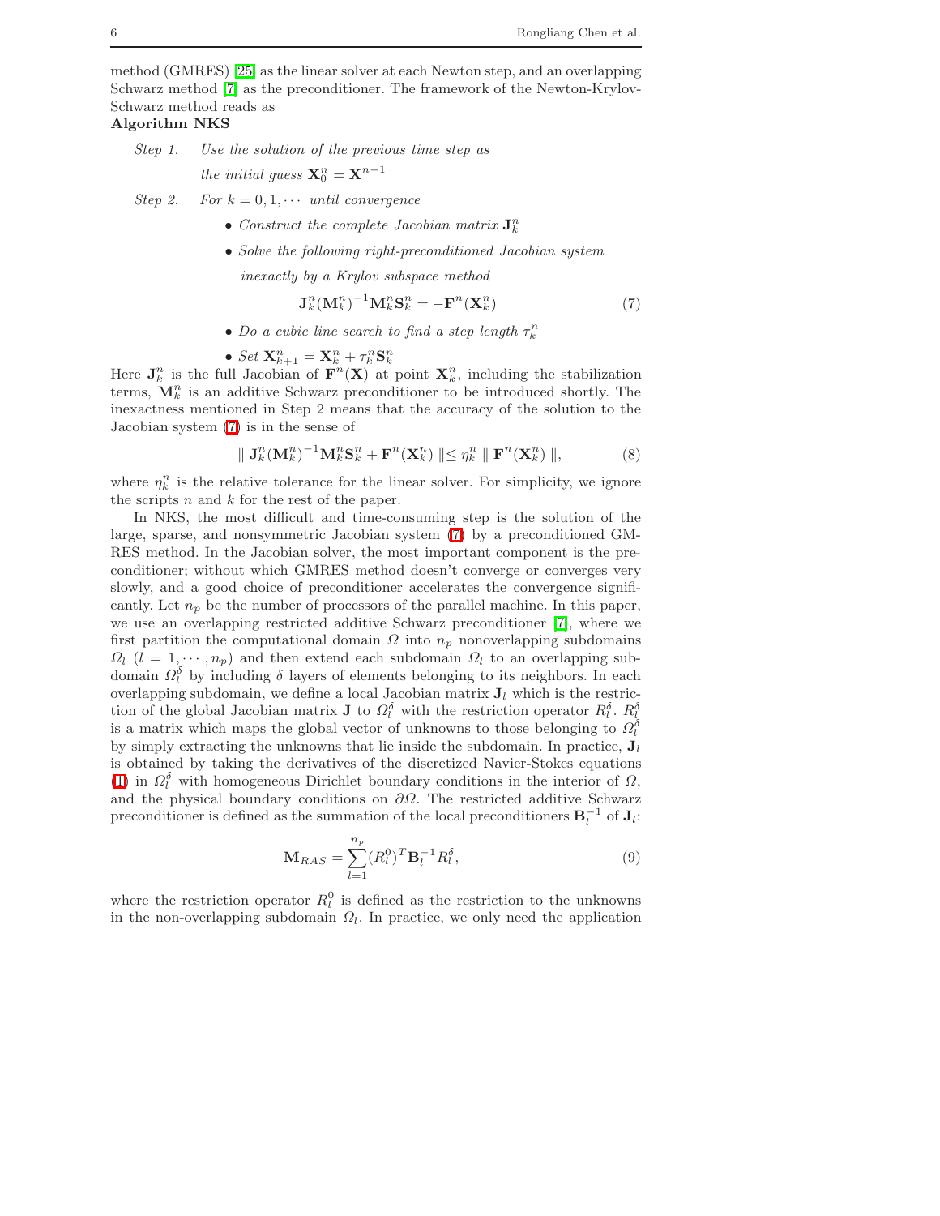method (GMRES) [25] as the linear solver at each Newton step, and an overlapping Schwarz method [7] as the preconditioner. The framework of the Newton-Krylov-Schwarz method reads as

**Algorithm NKS**

*Step 1.* *Use the solution of the previous time step as the initial guess* $\mathbf{X}_0^n = \mathbf{X}^{n-1}$

*Step 2.* *For* $k = 0, 1, \cdots$ *until convergence*

- *Construct the complete Jacobian matrix* $\mathbf{J}_k^n$
- *Solve the following right-preconditioned Jacobian system inexactly by a Krylov subspace method*

$$\mathbf{J}_k^n (\mathbf{M}_k^n)^{-1} \mathbf{M}_k^n \mathbf{S}_k^n = -\mathbf{F}^n(\mathbf{X}_k^n) \tag{7}$$

- *Do a cubic line search to find a step length* $\tau_k^n$
- *Set* $\mathbf{X}_{k+1}^n = \mathbf{X}_k^n + \tau_k^n \mathbf{S}_k^n$

Here $\mathbf{J}_k^n$ is the full Jacobian of $\mathbf{F}^n(\mathbf{X})$ at point $\mathbf{X}_k^n$, including the stabilization terms, $\mathbf{M}_k^n$ is an additive Schwarz preconditioner to be introduced shortly. The inexactness mentioned in Step 2 means that the accuracy of the solution to the Jacobian system (7) is in the sense of

$$\| \mathbf{J}_k^n (\mathbf{M}_k^n)^{-1} \mathbf{M}_k^n \mathbf{S}_k^n + \mathbf{F}^n(\mathbf{X}_k^n) \| \leq \eta_k^n \| \mathbf{F}^n(\mathbf{X}_k^n) \|, \tag{8}$$

where $\eta_k^n$ is the relative tolerance for the linear solver. For simplicity, we ignore the scripts $n$ and $k$ for the rest of the paper.

In NKS, the most difficult and time-consuming step is the solution of the large, sparse, and nonsymmetric Jacobian system (7) by a preconditioned GMRES method. In the Jacobian solver, the most important component is the preconditioner; without which GMRES method doesn't converge or converges very slowly, and a good choice of preconditioner accelerates the convergence significantly. Let $n_p$ be the number of processors of the parallel machine. In this paper, we use an overlapping restricted additive Schwarz preconditioner [7], where we first partition the computational domain $\Omega$ into $n_p$ nonoverlapping subdomains $\Omega_l$ ($l = 1, \cdots, n_p$) and then extend each subdomain $\Omega_l$ to an overlapping subdomain $\Omega_l^\delta$ by including $\delta$ layers of elements belonging to its neighbors. In each overlapping subdomain, we define a local Jacobian matrix $\mathbf{J}_l$ which is the restriction of the global Jacobian matrix $\mathbf{J}$ to $\Omega_l^\delta$ with the restriction operator $R_l^\delta$. $R_l^\delta$ is a matrix which maps the global vector of unknowns to those belonging to $\Omega_l^\delta$ by simply extracting the unknowns that lie inside the subdomain. In practice, $\mathbf{J}_l$ is obtained by taking the derivatives of the discretized Navier-Stokes equations (1) in $\Omega_l^\delta$ with homogeneous Dirichlet boundary conditions in the interior of $\Omega$, and the physical boundary conditions on $\partial\Omega$. The restricted additive Schwarz preconditioner is defined as the summation of the local preconditioners $\mathbf{B}_l^{-1}$ of $\mathbf{J}_l$:

$$\mathbf{M}_{RAS} = \sum_{l=1}^{n_p} (R_l^0)^T \mathbf{B}_l^{-1} R_l^\delta, \tag{9}$$

where the restriction operator $R_l^0$ is defined as the restriction to the unknowns in the non-overlapping subdomain $\Omega_l$. In practice, we only need the application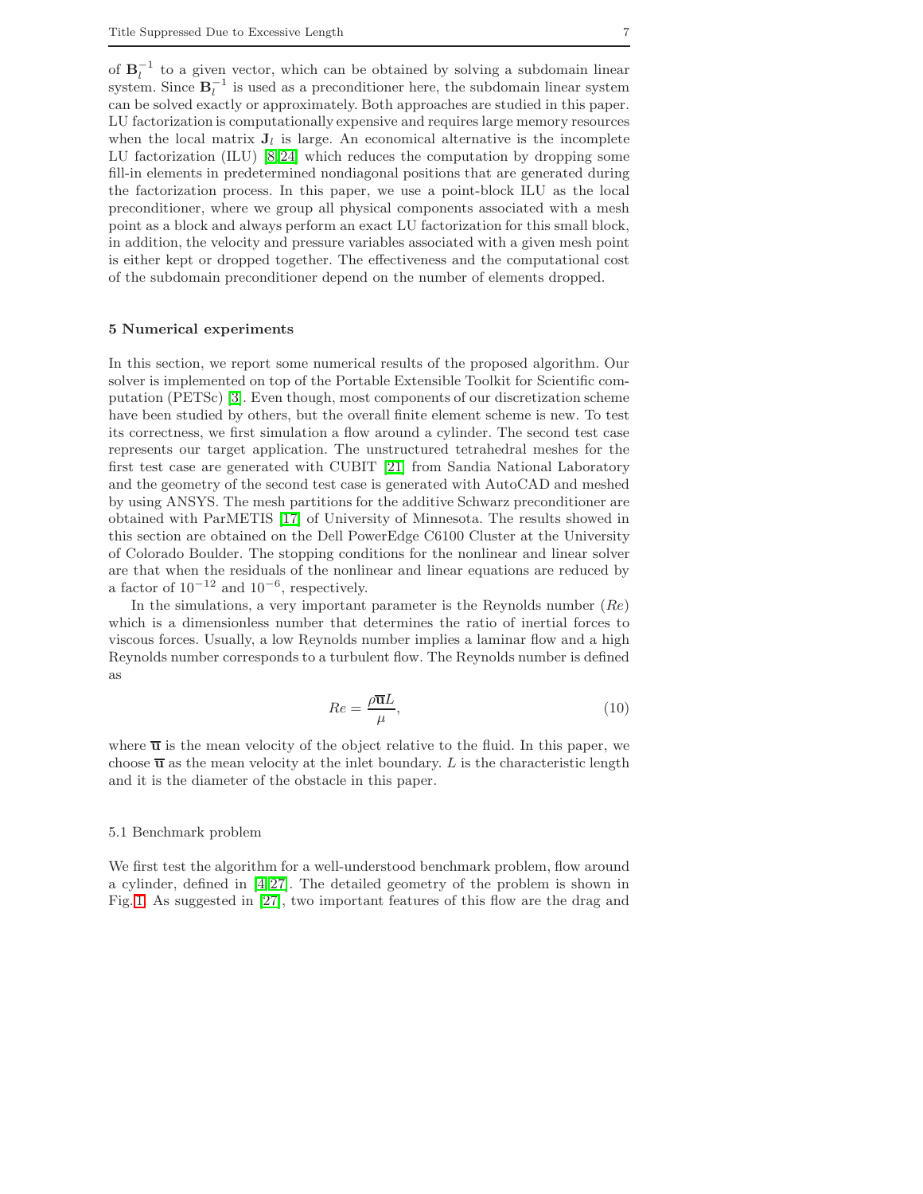of $\mathbf{B}_l^{-1}$ to a given vector, which can be obtained by solving a subdomain linear system. Since $\mathbf{B}_l^{-1}$ is used as a preconditioner here, the subdomain linear system can be solved exactly or approximately. Both approaches are studied in this paper. LU factorization is computationally expensive and requires large memory resources when the local matrix $\mathbf{J}_l$ is large. An economical alternative is the incomplete LU factorization (ILU) [8,24] which reduces the computation by dropping some fill-in elements in predetermined nondiagonal positions that are generated during the factorization process. In this paper, we use a point-block ILU as the local preconditioner, where we group all physical components associated with a mesh point as a block and always perform an exact LU factorization for this small block, in addition, the velocity and pressure variables associated with a given mesh point is either kept or dropped together. The effectiveness and the computational cost of the subdomain preconditioner depend on the number of elements dropped.

## 5 Numerical experiments

In this section, we report some numerical results of the proposed algorithm. Our solver is implemented on top of the Portable Extensible Toolkit for Scientific computation (PETSc) [3]. Even though, most components of our discretization scheme have been studied by others, but the overall finite element scheme is new. To test its correctness, we first simulation a flow around a cylinder. The second test case represents our target application. The unstructured tetrahedral meshes for the first test case are generated with CUBIT [21] from Sandia National Laboratory and the geometry of the second test case is generated with AutoCAD and meshed by using ANSYS. The mesh partitions for the additive Schwarz preconditioner are obtained with ParMETIS [17] of University of Minnesota. The results showed in this section are obtained on the Dell PowerEdge C6100 Cluster at the University of Colorado Boulder. The stopping conditions for the nonlinear and linear solver are that when the residuals of the nonlinear and linear equations are reduced by a factor of $10^{-12}$ and $10^{-6}$, respectively.

In the simulations, a very important parameter is the Reynolds number ($Re$) which is a dimensionless number that determines the ratio of inertial forces to viscous forces. Usually, a low Reynolds number implies a laminar flow and a high Reynolds number corresponds to a turbulent flow. The Reynolds number is defined as

$$Re = \frac{\rho \overline{\mathbf{u}} L}{\mu}, \tag{10}$$

where $\overline{\mathbf{u}}$ is the mean velocity of the object relative to the fluid. In this paper, we choose $\overline{\mathbf{u}}$ as the mean velocity at the inlet boundary. $L$ is the characteristic length and it is the diameter of the obstacle in this paper.

### 5.1 Benchmark problem

We first test the algorithm for a well-understood benchmark problem, flow around a cylinder, defined in [4,27]. The detailed geometry of the problem is shown in Fig. 1. As suggested in [27], two important features of this flow are the drag and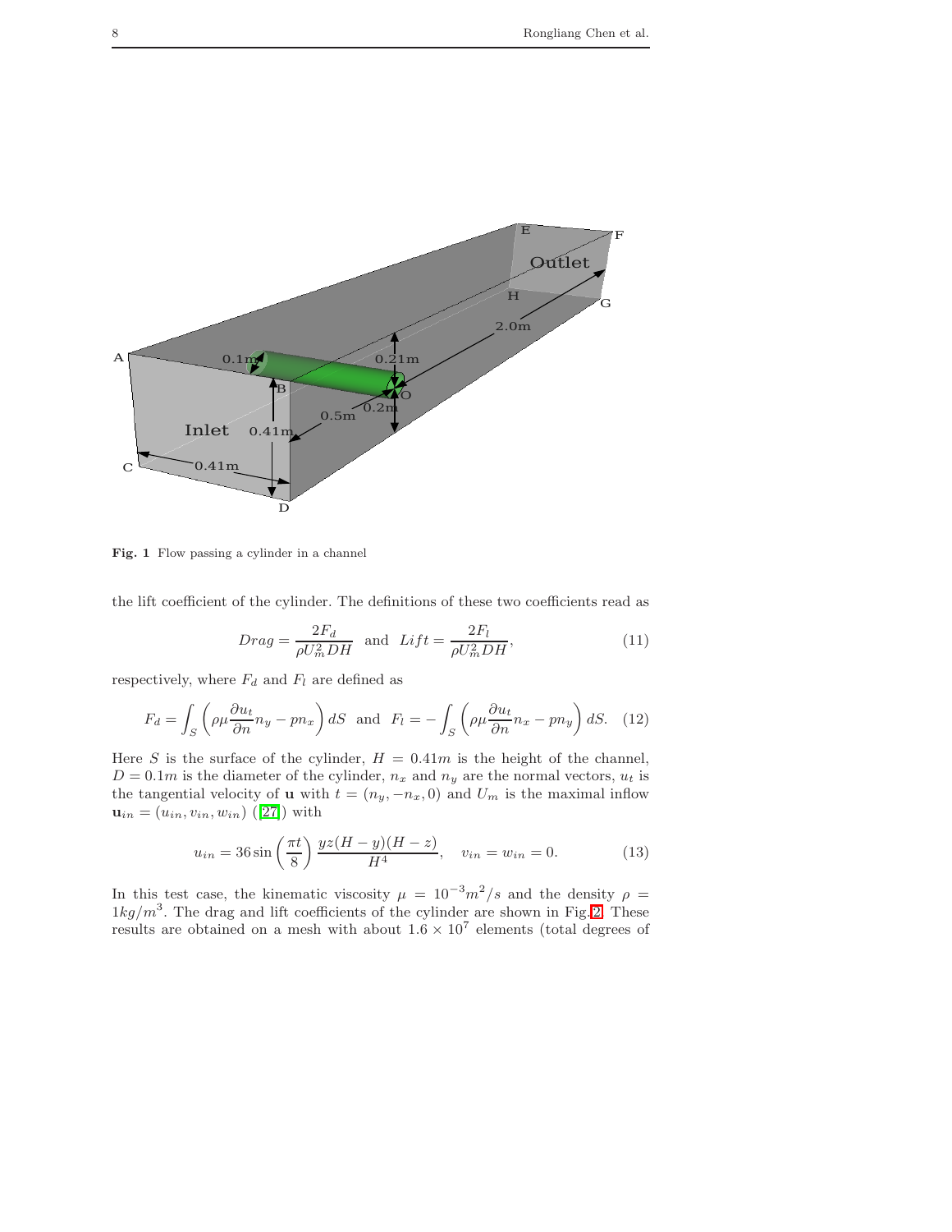Fig. 1 Flow passing a cylinder in a channel

the lift coefficient of the cylinder. The definitions of these two coefficients read as

$$Drag = \frac{2F_d}{\rho U_m^2 DH} \quad \text{and} \quad Lift = \frac{2F_l}{\rho U_m^2 DH}, \tag{11}$$

respectively, where $F_d$ and $F_l$ are defined as

$$F_d = \int_S \left( \rho\mu \frac{\partial u_t}{\partial n} n_y - p n_x \right) dS \quad \text{and} \quad F_l = -\int_S \left( \rho\mu \frac{\partial u_t}{\partial n} n_x - p n_y \right) dS. \tag{12}$$

Here $S$ is the surface of the cylinder, $H = 0.41m$ is the height of the channel, $D = 0.1m$ is the diameter of the cylinder, $n_x$ and $n_y$ are the normal vectors, $u_t$ is the tangential velocity of $\mathbf{u}$ with $t = (n_y, -n_x, 0)$ and $U_m$ is the maximal inflow $\mathbf{u}_{in} = (u_{in}, v_{in}, w_{in})$ ([27]) with

$$u_{in} = 36 \sin\left(\frac{\pi t}{8}\right) \frac{yz(H-y)(H-z)}{H^4}, \quad v_{in} = w_{in} = 0. \tag{13}$$

In this test case, the kinematic viscosity $\mu = 10^{-3} m^2/s$ and the density $\rho = 1 kg/m^3$. The drag and lift coefficients of the cylinder are shown in Fig. 2. These results are obtained on a mesh with about $1.6 \times 10^7$ elements (total degrees of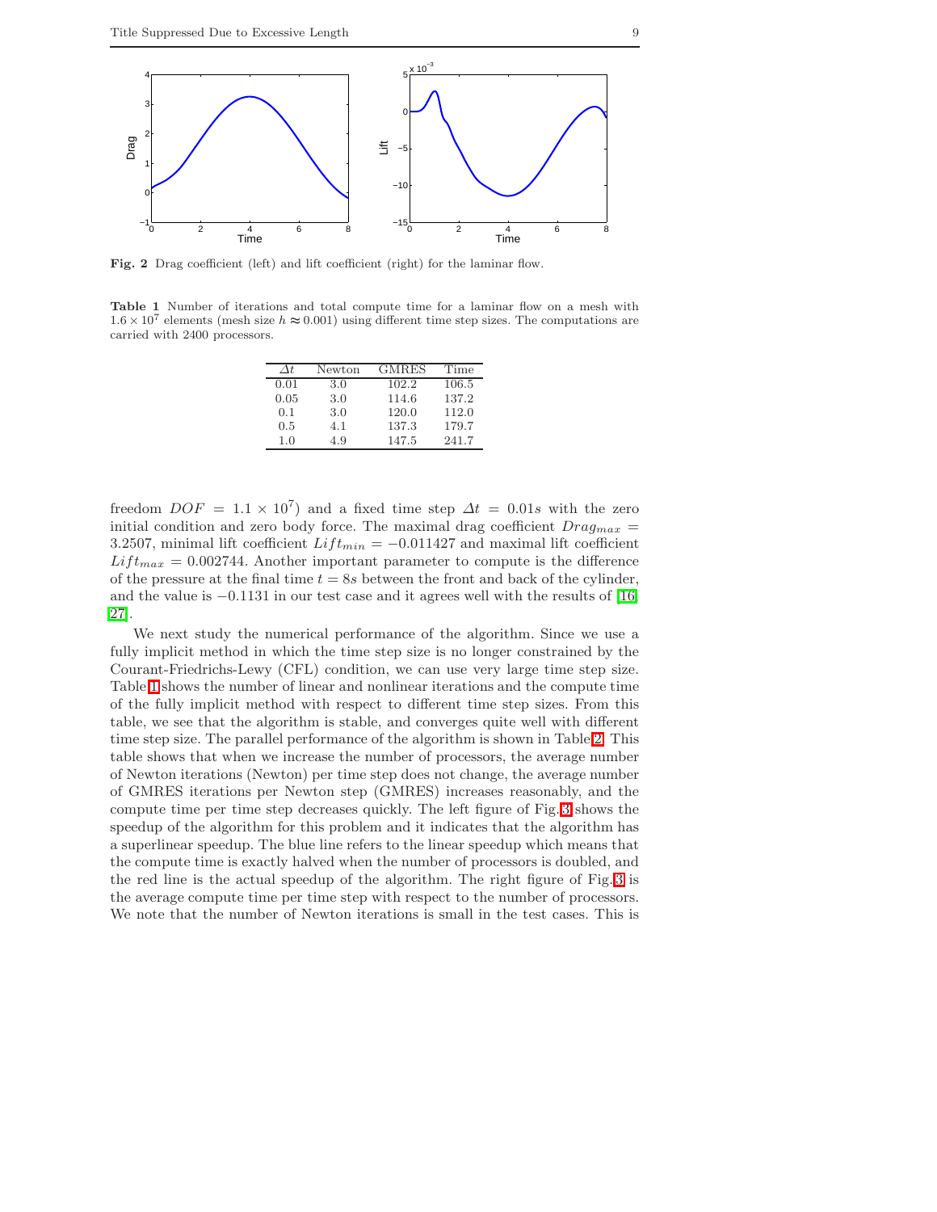**Fig. 2** Drag coefficient (left) and lift coefficient (right) for the laminar flow.

**Table 1** Number of iterations and total compute time for a laminar flow on a mesh with $1.6 \times 10^7$ elements (mesh size $h \approx 0.001$) using different time step sizes. The computations are carried with 2400 processors.

| $\Delta t$ | Newton | GMRES | Time |
|---|---|---|---|
| 0.01 | 3.0 | 102.2 | 106.5 |
| 0.05 | 3.0 | 114.6 | 137.2 |
| 0.1 | 3.0 | 120.0 | 112.0 |
| 0.5 | 4.1 | 137.3 | 179.7 |
| 1.0 | 4.9 | 147.5 | 241.7 |

freedom $DOF = 1.1 \times 10^7$) and a fixed time step $\Delta t = 0.01s$ with the zero initial condition and zero body force. The maximal drag coefficient $Drag_{max} = 3.2507$, minimal lift coefficient $Lift_{min} = -0.011427$ and maximal lift coefficient $Lift_{max} = 0.002744$. Another important parameter to compute is the difference of the pressure at the final time $t = 8s$ between the front and back of the cylinder, and the value is $-0.1131$ in our test case and it agrees well with the results of [16, 27].

We next study the numerical performance of the algorithm. Since we use a fully implicit method in which the time step size is no longer constrained by the Courant-Friedrichs-Lewy (CFL) condition, we can use very large time step size. Table 1 shows the number of linear and nonlinear iterations and the compute time of the fully implicit method with respect to different time step sizes. From this table, we see that the algorithm is stable, and converges quite well with different time step size. The parallel performance of the algorithm is shown in Table 2. This table shows that when we increase the number of processors, the average number of Newton iterations (Newton) per time step does not change, the average number of GMRES iterations per Newton step (GMRES) increases reasonably, and the compute time per time step decreases quickly. The left figure of Fig. 3 shows the speedup of the algorithm for this problem and it indicates that the algorithm has a superlinear speedup. The blue line refers to the linear speedup which means that the compute time is exactly halved when the number of processors is doubled, and the red line is the actual speedup of the algorithm. The right figure of Fig. 3 is the average compute time per time step with respect to the number of processors. We note that the number of Newton iterations is small in the test cases. This is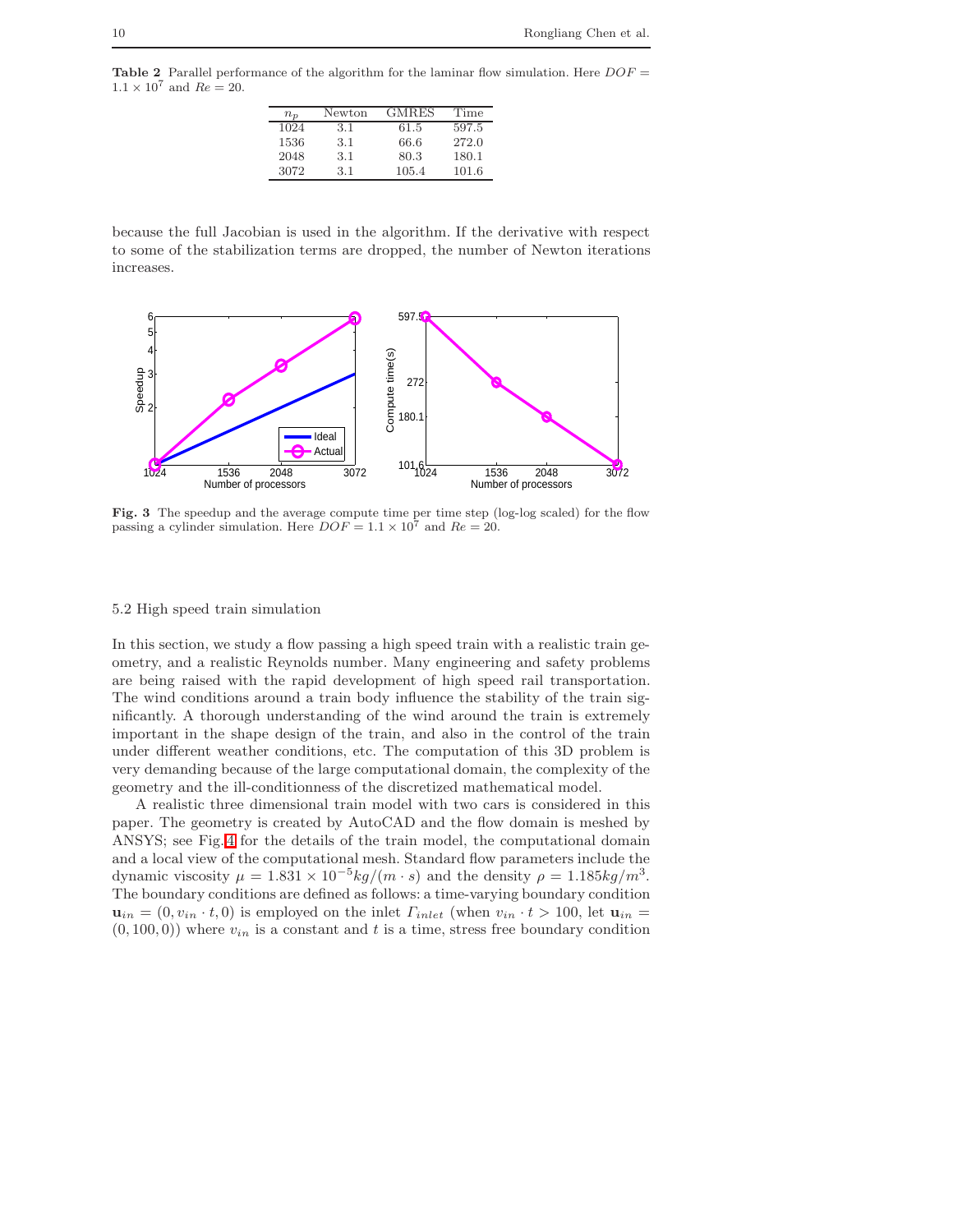**Table 2** Parallel performance of the algorithm for the laminar flow simulation. Here $DOF = 1.1 \times 10^7$ and $Re = 20$.

| $n_p$ | Newton | GMRES | Time |
|---|---|---|---|
| 1024 | 3.1 | 61.5 | 597.5 |
| 1536 | 3.1 | 66.6 | 272.0 |
| 2048 | 3.1 | 80.3 | 180.1 |
| 3072 | 3.1 | 105.4 | 101.6 |

because the full Jacobian is used in the algorithm. If the derivative with respect to some of the stabilization terms are dropped, the number of Newton iterations increases.

**Fig. 3** The speedup and the average compute time per time step (log-log scaled) for the flow passing a cylinder simulation. Here $DOF = 1.1 \times 10^7$ and $Re = 20$.

### 5.2 High speed train simulation

In this section, we study a flow passing a high speed train with a realistic train geometry, and a realistic Reynolds number. Many engineering and safety problems are being raised with the rapid development of high speed rail transportation. The wind conditions around a train body influence the stability of the train significantly. A thorough understanding of the wind around the train is extremely important in the shape design of the train, and also in the control of the train under different weather conditions, etc. The computation of this 3D problem is very demanding because of the large computational domain, the complexity of the geometry and the ill-conditionness of the discretized mathematical model.

A realistic three dimensional train model with two cars is considered in this paper. The geometry is created by AutoCAD and the flow domain is meshed by ANSYS; see Fig. 4 for the details of the train model, the computational domain and a local view of the computational mesh. Standard flow parameters include the dynamic viscosity $\mu = 1.831 \times 10^{-5} kg/(m \cdot s)$ and the density $\rho = 1.185 kg/m^3$. The boundary conditions are defined as follows: a time-varying boundary condition $\mathbf{u}_{in} = (0, v_{in} \cdot t, 0)$ is employed on the inlet $\Gamma_{inlet}$ (when $v_{in} \cdot t > 100$, let $\mathbf{u}_{in} = (0, 100, 0)$) where $v_{in}$ is a constant and $t$ is a time, stress free boundary condition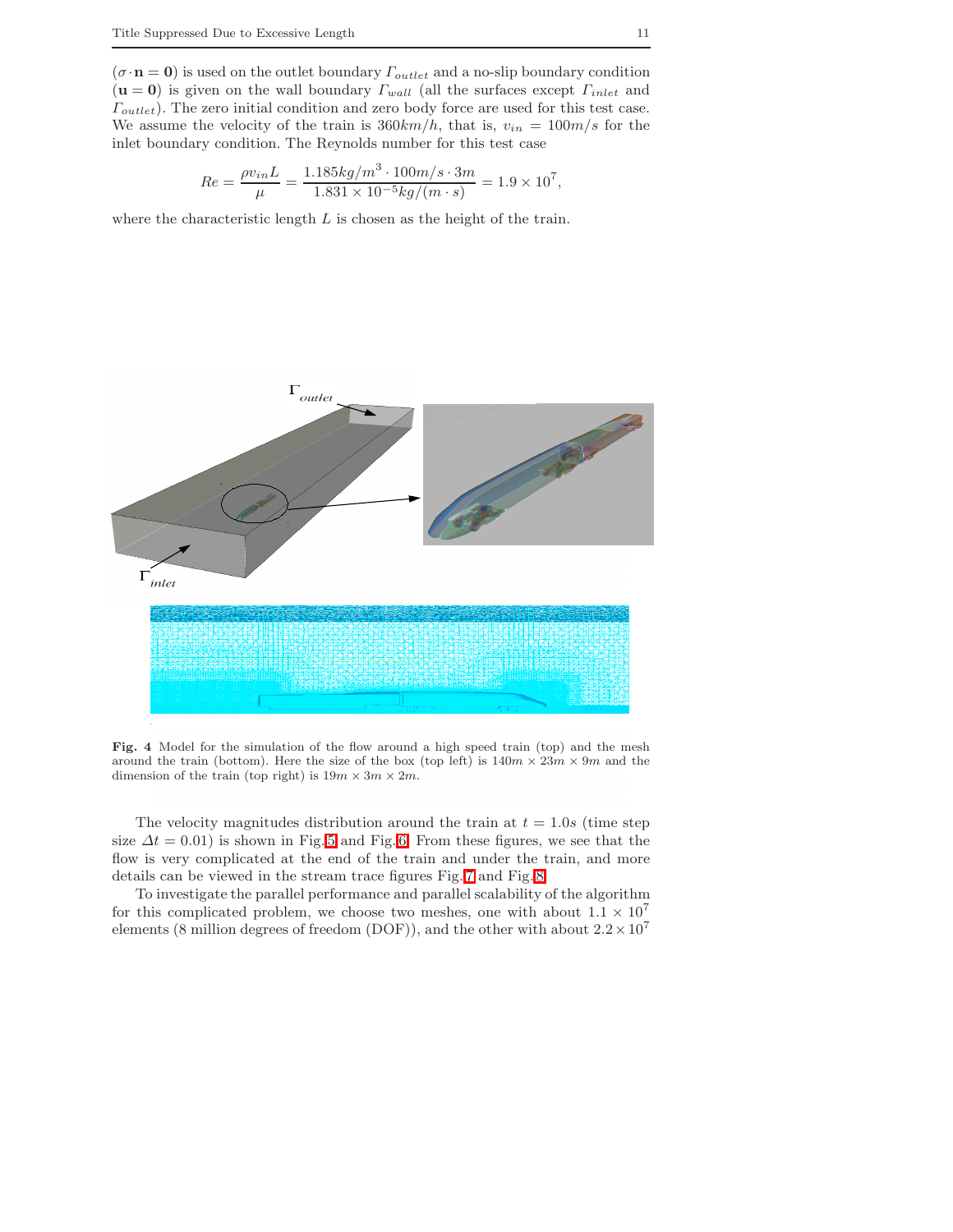($\sigma \cdot \mathbf{n} = \mathbf{0}$) is used on the outlet boundary $\Gamma_{outlet}$ and a no-slip boundary condition ($\mathbf{u} = \mathbf{0}$) is given on the wall boundary $\Gamma_{wall}$ (all the surfaces except $\Gamma_{inlet}$ and $\Gamma_{outlet}$). The zero initial condition and zero body force are used for this test case. We assume the velocity of the train is $360km/h$, that is, $v_{in} = 100m/s$ for the inlet boundary condition. The Reynolds number for this test case

$$Re = \frac{\rho v_{in} L}{\mu} = \frac{1.185kg/m^3 \cdot 100m/s \cdot 3m}{1.831 \times 10^{-5} kg/(m \cdot s)} = 1.9 \times 10^7,$$

where the characteristic length $L$ is chosen as the height of the train.

**Fig. 4** Model for the simulation of the flow around a high speed train (top) and the mesh around the train (bottom). Here the size of the box (top left) is $140m \times 23m \times 9m$ and the dimension of the train (top right) is $19m \times 3m \times 2m$.

The velocity magnitudes distribution around the train at $t = 1.0s$ (time step size $\Delta t = 0.01$) is shown in Fig.5 and Fig.6. From these figures, we see that the flow is very complicated at the end of the train and under the train, and more details can be viewed in the stream trace figures Fig.7 and Fig.8.

To investigate the parallel performance and parallel scalability of the algorithm for this complicated problem, we choose two meshes, one with about $1.1 \times 10^7$ elements (8 million degrees of freedom (DOF)), and the other with about $2.2 \times 10^7$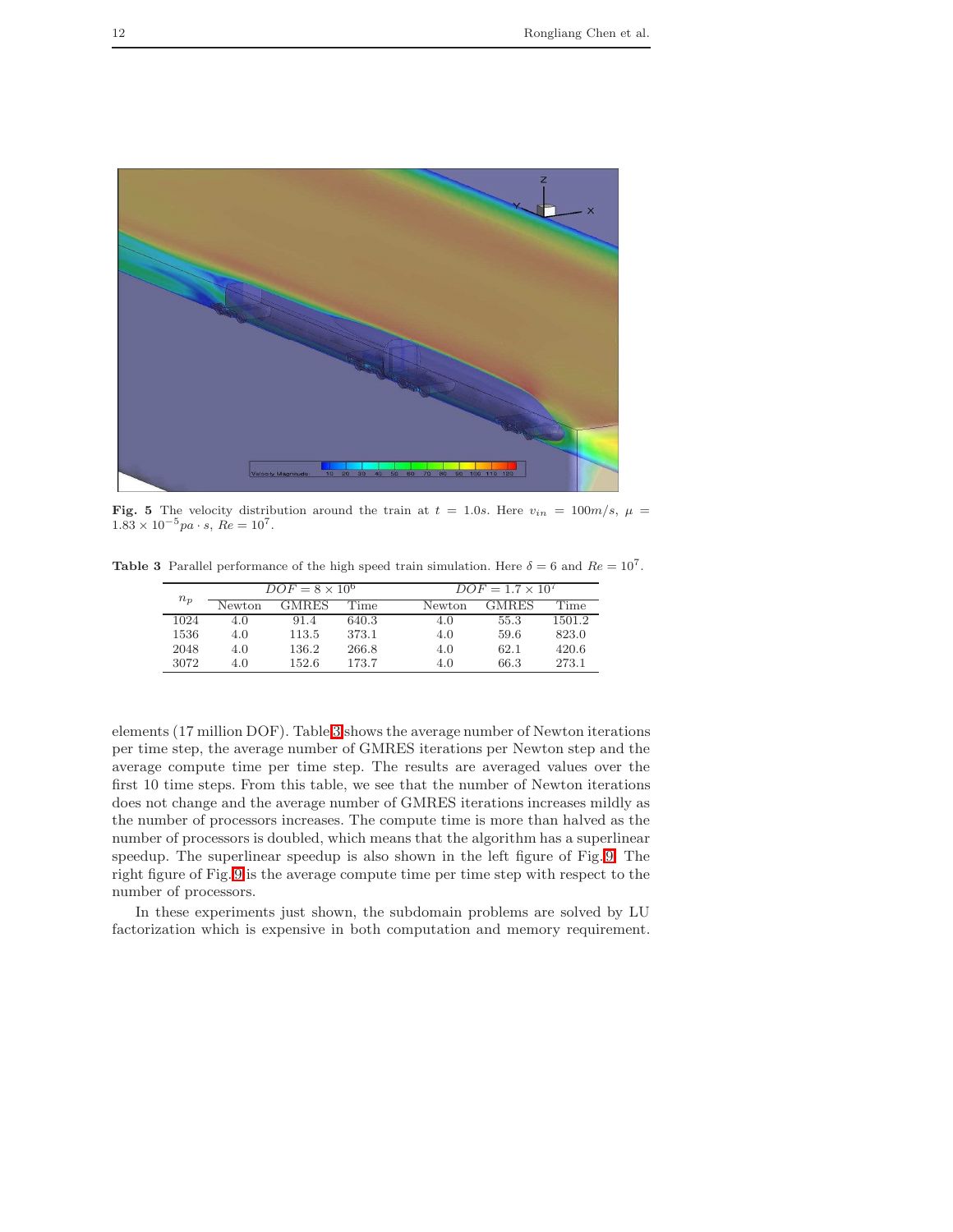**Fig. 5** The velocity distribution around the train at $t = 1.0s$. Here $v_{in} = 100m/s$, $\mu = 1.83 \times 10^{-5} pa \cdot s$, $Re = 10^7$.

**Table 3** Parallel performance of the high speed train simulation. Here $\delta = 6$ and $Re = 10^7$.

| $n_p$ | $DOF = 8 \times 10^6$ | | | $DOF = 1.7 \times 10^7$ | | |
|---|---|---|---|---|---|---|
| | Newton | GMRES | Time | Newton | GMRES | Time |
| 1024 | 4.0 | 91.4 | 640.3 | 4.0 | 55.3 | 1501.2 |
| 1536 | 4.0 | 113.5 | 373.1 | 4.0 | 59.6 | 823.0 |
| 2048 | 4.0 | 136.2 | 266.8 | 4.0 | 62.1 | 420.6 |
| 3072 | 4.0 | 152.6 | 173.7 | 4.0 | 66.3 | 273.1 |

elements (17 million DOF). Table 3 shows the average number of Newton iterations per time step, the average number of GMRES iterations per Newton step and the average compute time per time step. The results are averaged values over the first 10 time steps. From this table, we see that the number of Newton iterations does not change and the average number of GMRES iterations increases mildly as the number of processors increases. The compute time is more than halved as the number of processors is doubled, which means that the algorithm has a superlinear speedup. The superlinear speedup is also shown in the left figure of Fig. 9. The right figure of Fig. 9 is the average compute time per time step with respect to the number of processors.

In these experiments just shown, the subdomain problems are solved by LU factorization which is expensive in both computation and memory requirement.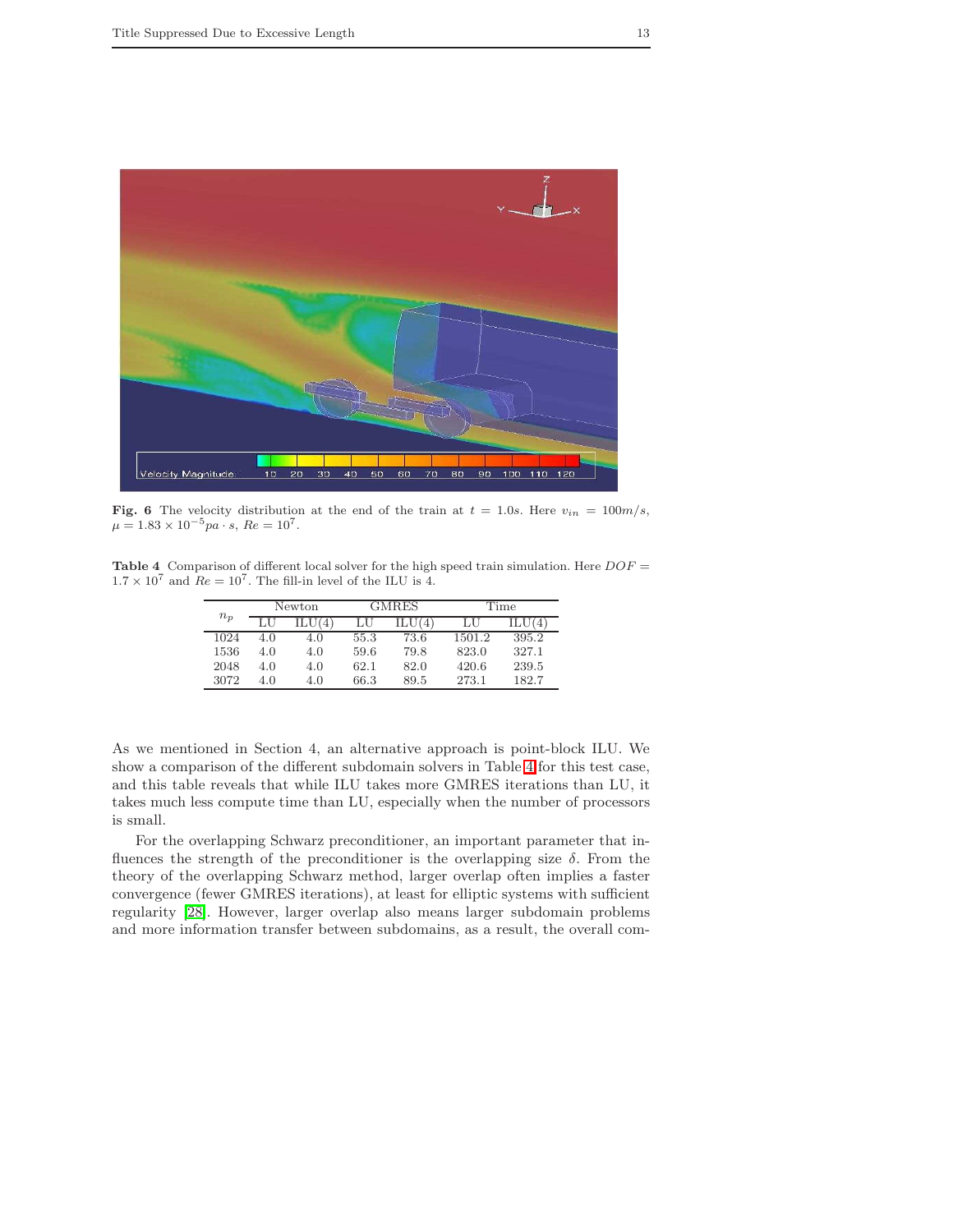**Fig. 6** The velocity distribution at the end of the train at $t = 1.0s$. Here $v_{in} = 100m/s$, $\mu = 1.83 \times 10^{-5} pa \cdot s$, $Re = 10^7$.

**Table 4** Comparison of different local solver for the high speed train simulation. Here $DOF = 1.7 \times 10^7$ and $Re = 10^7$. The fill-in level of the ILU is 4.

| $n_p$ | Newton | | GMRES | | Time | |
|---|---|---|---|---|---|---|
| | LU | ILU(4) | LU | ILU(4) | LU | ILU(4) |
| 1024 | 4.0 | 4.0 | 55.3 | 73.6 | 1501.2 | 395.2 |
| 1536 | 4.0 | 4.0 | 59.6 | 79.8 | 823.0 | 327.1 |
| 2048 | 4.0 | 4.0 | 62.1 | 82.0 | 420.6 | 239.5 |
| 3072 | 4.0 | 4.0 | 66.3 | 89.5 | 273.1 | 182.7 |

As we mentioned in Section 4, an alternative approach is point-block ILU. We show a comparison of the different subdomain solvers in Table 4 for this test case, and this table reveals that while ILU takes more GMRES iterations than LU, it takes much less compute time than LU, especially when the number of processors is small.

For the overlapping Schwarz preconditioner, an important parameter that influences the strength of the preconditioner is the overlapping size $\delta$. From the theory of the overlapping Schwarz method, larger overlap often implies a faster convergence (fewer GMRES iterations), at least for elliptic systems with sufficient regularity [28]. However, larger overlap also means larger subdomain problems and more information transfer between subdomains, as a result, the overall com-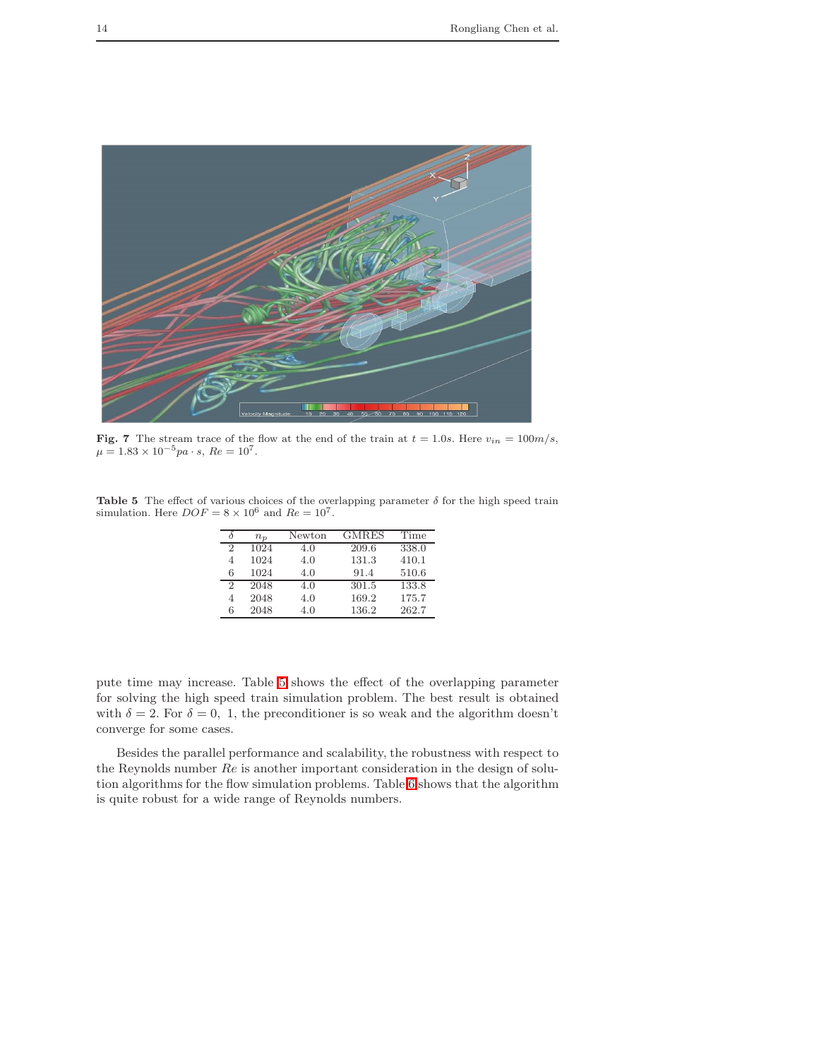**Fig. 7** The stream trace of the flow at the end of the train at $t = 1.0s$. Here $v_{in} = 100m/s$, $\mu = 1.83 \times 10^{-5} pa \cdot s$, $Re = 10^7$.

**Table 5** The effect of various choices of the overlapping parameter $\delta$ for the high speed train simulation. Here $DOF = 8 \times 10^6$ and $Re = 10^7$.

| $\delta$ | $n_p$ | Newton | GMRES | Time |
|---|---|---|---|---|
| 2 | 1024 | 4.0 | 209.6 | 338.0 |
| 4 | 1024 | 4.0 | 131.3 | 410.1 |
| 6 | 1024 | 4.0 | 91.4 | 510.6 |
| 2 | 2048 | 4.0 | 301.5 | 133.8 |
| 4 | 2048 | 4.0 | 169.2 | 175.7 |
| 6 | 2048 | 4.0 | 136.2 | 262.7 |

pute time may increase. Table 5 shows the effect of the overlapping parameter for solving the high speed train simulation problem. The best result is obtained with $\delta = 2$. For $\delta = 0,\ 1$, the preconditioner is so weak and the algorithm doesn't converge for some cases.

Besides the parallel performance and scalability, the robustness with respect to the Reynolds number $Re$ is another important consideration in the design of solution algorithms for the flow simulation problems. Table 6 shows that the algorithm is quite robust for a wide range of Reynolds numbers.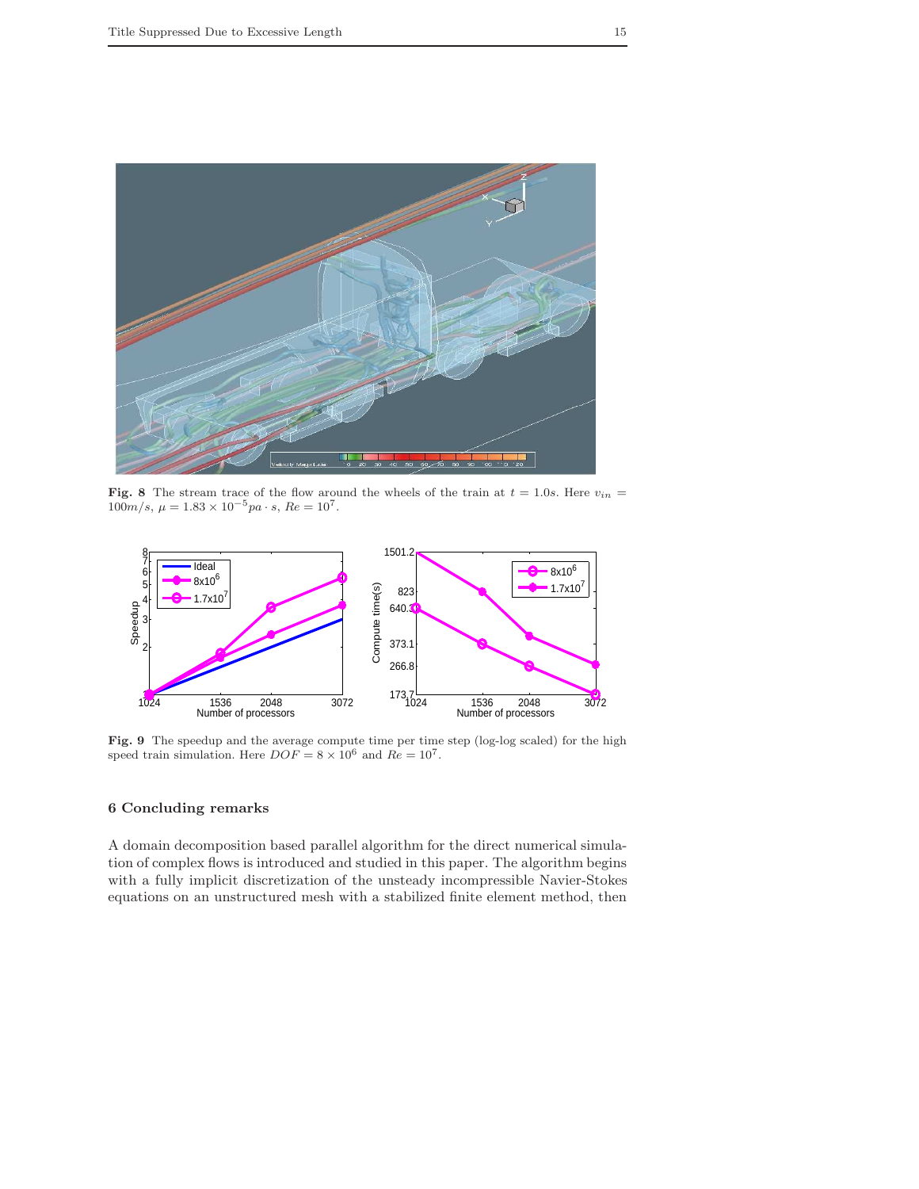**Fig. 8** The stream trace of the flow around the wheels of the train at $t = 1.0s$. Here $v_{in} = 100m/s$, $\mu = 1.83 \times 10^{-5} pa \cdot s$, $Re = 10^7$.

**Fig. 9** The speedup and the average compute time per time step (log-log scaled) for the high speed train simulation. Here $DOF = 8 \times 10^6$ and $Re = 10^7$.

## 6 Concluding remarks

A domain decomposition based parallel algorithm for the direct numerical simulation of complex flows is introduced and studied in this paper. The algorithm begins with a fully implicit discretization of the unsteady incompressible Navier-Stokes equations on an unstructured mesh with a stabilized finite element method, then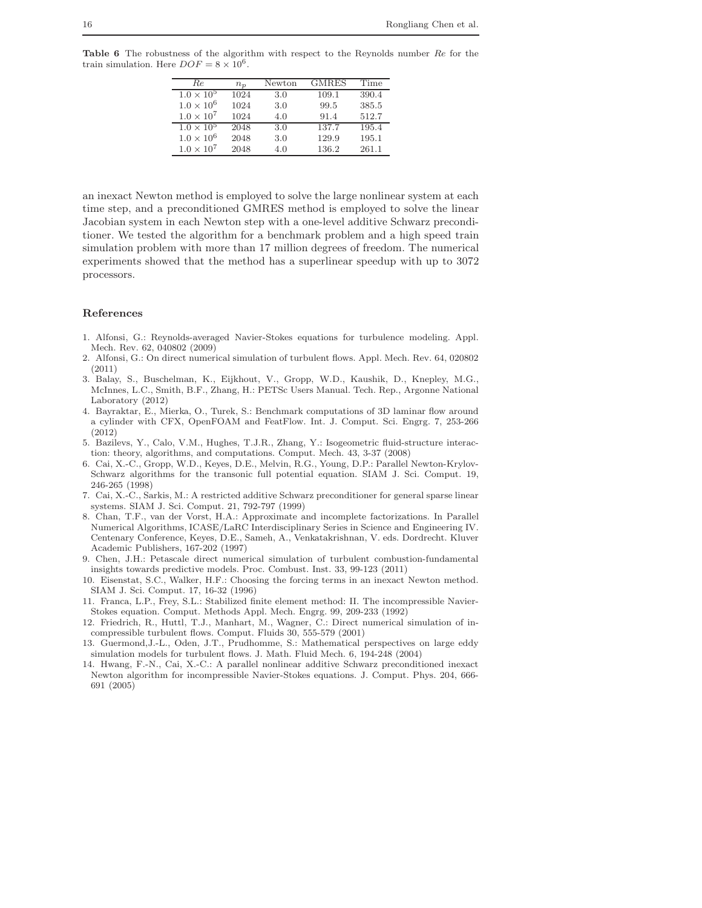**Table 6** The robustness of the algorithm with respect to the Reynolds number $Re$ for the train simulation. Here $DOF = 8 \times 10^6$.

| $Re$ | $n_p$ | Newton | GMRES | Time |
|---|---|---|---|---|
| $1.0 \times 10^5$ | 1024 | 3.0 | 109.1 | 390.4 |
| $1.0 \times 10^6$ | 1024 | 3.0 | 99.5 | 385.5 |
| $1.0 \times 10^7$ | 1024 | 4.0 | 91.4 | 512.7 |
| $1.0 \times 10^5$ | 2048 | 3.0 | 137.7 | 195.4 |
| $1.0 \times 10^6$ | 2048 | 3.0 | 129.9 | 195.1 |
| $1.0 \times 10^7$ | 2048 | 4.0 | 136.2 | 261.1 |

an inexact Newton method is employed to solve the large nonlinear system at each time step, and a preconditioned GMRES method is employed to solve the linear Jacobian system in each Newton step with a one-level additive Schwarz preconditioner. We tested the algorithm for a benchmark problem and a high speed train simulation problem with more than 17 million degrees of freedom. The numerical experiments showed that the method has a superlinear speedup with up to 3072 processors.

## References

1. Alfonsi, G.: Reynolds-averaged Navier-Stokes equations for turbulence modeling. Appl. Mech. Rev. 62, 040802 (2009)
2. Alfonsi, G.: On direct numerical simulation of turbulent flows. Appl. Mech. Rev. 64, 020802 (2011)
3. Balay, S., Buschelman, K., Eijkhout, V., Gropp, W.D., Kaushik, D., Knepley, M.G., McInnes, L.C., Smith, B.F., Zhang, H.: PETSc Users Manual. Tech. Rep., Argonne National Laboratory (2012)
4. Bayraktar, E., Mierka, O., Turek, S.: Benchmark computations of 3D laminar flow around a cylinder with CFX, OpenFOAM and FeatFlow. Int. J. Comput. Sci. Engrg. 7, 253-266 (2012)
5. Bazilevs, Y., Calo, V.M., Hughes, T.J.R., Zhang, Y.: Isogeometric fluid-structure interaction: theory, algorithms, and computations. Comput. Mech. 43, 3-37 (2008)
6. Cai, X.-C., Gropp, W.D., Keyes, D.E., Melvin, R.G., Young, D.P.: Parallel Newton-Krylov-Schwarz algorithms for the transonic full potential equation. SIAM J. Sci. Comput. 19, 246-265 (1998)
7. Cai, X.-C., Sarkis, M.: A restricted additive Schwarz preconditioner for general sparse linear systems. SIAM J. Sci. Comput. 21, 792-797 (1999)
8. Chan, T.F., van der Vorst, H.A.: Approximate and incomplete factorizations. In Parallel Numerical Algorithms, ICASE/LaRC Interdisciplinary Series in Science and Engineering IV. Centenary Conference, Keyes, D.E., Sameh, A., Venkatakrishnan, V. eds. Dordrecht. Kluver Academic Publishers, 167-202 (1997)
9. Chen, J.H.: Petascale direct numerical simulation of turbulent combustion-fundamental insights towards predictive models. Proc. Combust. Inst. 33, 99-123 (2011)
10. Eisenstat, S.C., Walker, H.F.: Choosing the forcing terms in an inexact Newton method. SIAM J. Sci. Comput. 17, 16-32 (1996)
11. Franca, L.P., Frey, S.L.: Stabilized finite element method: II. The incompressible Navier-Stokes equation. Comput. Methods Appl. Mech. Engrg. 99, 209-233 (1992)
12. Friedrich, R., Huttl, T.J., Manhart, M., Wagner, C.: Direct numerical simulation of incompressible turbulent flows. Comput. Fluids 30, 555-579 (2001)
13. Guermond,J.-L., Oden, J.T., Prudhomme, S.: Mathematical perspectives on large eddy simulation models for turbulent flows. J. Math. Fluid Mech. 6, 194-248 (2004)
14. Hwang, F.-N., Cai, X.-C.: A parallel nonlinear additive Schwarz preconditioned inexact Newton algorithm for incompressible Navier-Stokes equations. J. Comput. Phys. 204, 666-691 (2005)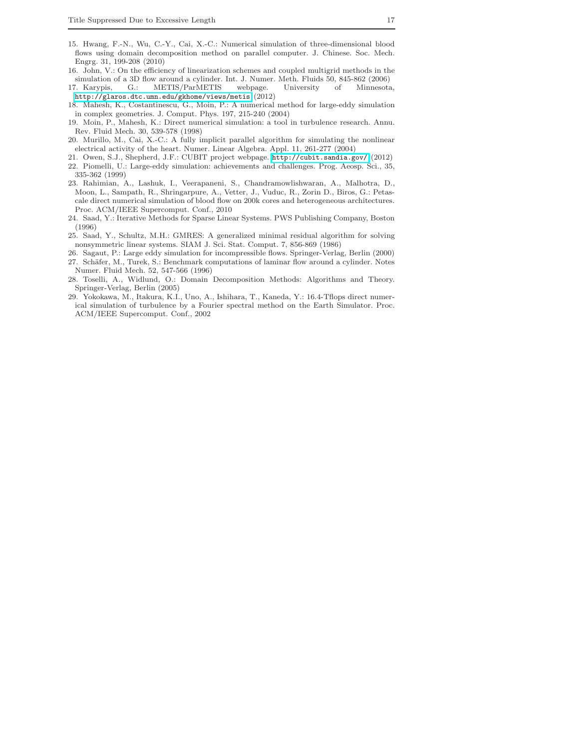15. Hwang, F.-N., Wu, C.-Y., Cai, X.-C.: Numerical simulation of three-dimensional blood flows using domain decomposition method on parallel computer. J. Chinese. Soc. Mech. Engrg. 31, 199-208 (2010)
16. John, V.: On the efficiency of linearization schemes and coupled multigrid methods in the simulation of a 3D flow around a cylinder. Int. J. Numer. Meth. Fluids 50, 845-862 (2006)
17. Karypis, G.: METIS/ParMETIS webpage. University of Minnesota, http://glaros.dtc.umn.edu/gkhome/views/metis (2012)
18. Mahesh, K., Costantinescu, G., Moin, P.: A numerical method for large-eddy simulation in complex geometries. J. Comput. Phys. 197, 215-240 (2004)
19. Moin, P., Mahesh, K.: Direct numerical simulation: a tool in turbulence research. Annu. Rev. Fluid Mech. 30, 539-578 (1998)
20. Murillo, M., Cai, X.-C.: A fully implicit parallel algorithm for simulating the nonlinear electrical activity of the heart. Numer. Linear Algebra. Appl. 11, 261-277 (2004)
21. Owen, S.J., Shepherd, J.F.: CUBIT project webpage. http://cubit.sandia.gov/ (2012)
22. Piomelli, U.: Large-eddy simulation: achievements and challenges. Prog. Aeosp. Sci., 35, 335-362 (1999)
23. Rahimian, A., Lashuk, I., Veerapaneni, S., Chandramowlishwaran, A., Malhotra, D., Moon, L., Sampath, R., Shringarpure, A., Vetter, J., Vuduc, R., Zorin D., Biros, G.: Petascale direct numerical simulation of blood flow on 200k cores and heterogeneous architectures. Proc. ACM/IEEE Supercomput. Conf., 2010
24. Saad, Y.: Iterative Methods for Sparse Linear Systems. PWS Publishing Company, Boston (1996)
25. Saad, Y., Schultz, M.H.: GMRES: A generalized minimal residual algorithm for solving nonsymmetric linear systems. SIAM J. Sci. Stat. Comput. 7, 856-869 (1986)
26. Sagaut, P.: Large eddy simulation for incompressible flows. Springer-Verlag, Berlin (2000)
27. Schäfer, M., Turek, S.: Benchmark computations of laminar flow around a cylinder. Notes Numer. Fluid Mech. 52, 547-566 (1996)
28. Toselli, A., Widlund, O.: Domain Decomposition Methods: Algorithms and Theory. Springer-Verlag, Berlin (2005)
29. Yokokawa, M., Itakura, K.I., Uno, A., Ishihara, T., Kaneda, Y.: 16.4-Tflops direct numerical simulation of turbulence by a Fourier spectral method on the Earth Simulator. Proc. ACM/IEEE Supercomput. Conf., 2002